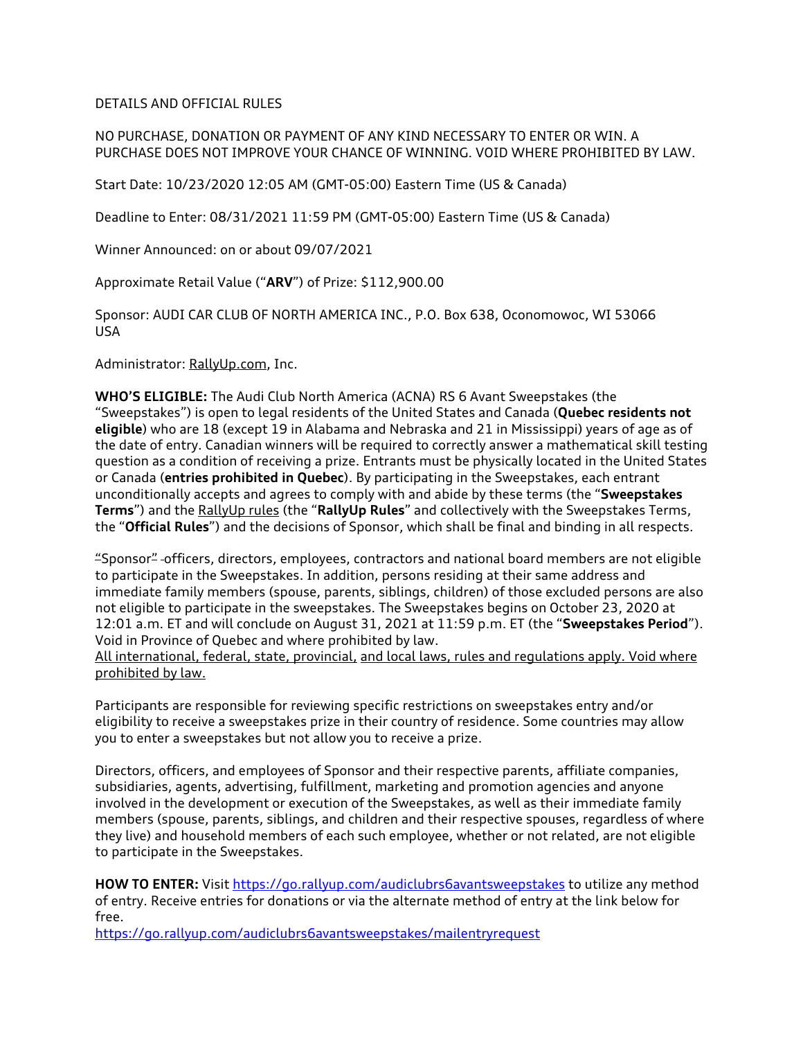DETAILS AND OFFICIAL RULES

NO PURCHASE, DONATION OR PAYMENT OF ANY KIND NECESSARY TO ENTER OR WIN. A PURCHASE DOES NOT IMPROVE YOUR CHANCE OF WINNING. VOID WHERE PROHIBITED BY LAW.

Start Date: 10/23/2020 12:05 AM (GMT-05:00) Eastern Time (US & Canada)

Deadline to Enter: 08/31/2021 11:59 PM (GMT-05:00) Eastern Time (US & Canada)

Winner Announced: on or about 09/07/2021

Approximate Retail Value ("**ARV**") of Prize: $112,900.00

Sponsor: AUDI CAR CLUB OF NORTH AMERICA INC., P.O. Box 638, Oconomowoc, WI 53066 USA

Administrator: RallyUp.com, Inc.

**WHO'S ELIGIBLE:** The Audi Club North America (ACNA) RS 6 Avant Sweepstakes (the "Sweepstakes") is open to legal residents of the United States and Canada (**Quebec residents not eligible**) who are 18 (except 19 in Alabama and Nebraska and 21 in Mississippi) years of age as of the date of entry. Canadian winners will be required to correctly answer a mathematical skill testing question as a condition of receiving a prize. Entrants must be physically located in the United States or Canada (**entries prohibited in Quebec**). By participating in the Sweepstakes, each entrant unconditionally accepts and agrees to comply with and abide by these terms (the "**Sweepstakes Terms**") and the RallyUp rules (the "**RallyUp Rules**" and collectively with the Sweepstakes Terms, the "**Official Rules**") and the decisions of Sponsor, which shall be final and binding in all respects.

"Sponsor" officers, directors, employees, contractors and national board members are not eligible to participate in the Sweepstakes. In addition, persons residing at their same address and immediate family members (spouse, parents, siblings, children) of those excluded persons are also not eligible to participate in the sweepstakes. The Sweepstakes begins on October 23, 2020 at 12:01 a.m. ET and will conclude on August 31, 2021 at 11:59 p.m. ET (the "**Sweepstakes Period**"). Void in Province of Quebec and where prohibited by law.
All international, federal, state, provincial, and local laws, rules and regulations apply. Void where prohibited by law.

Participants are responsible for reviewing specific restrictions on sweepstakes entry and/or eligibility to receive a sweepstakes prize in their country of residence. Some countries may allow you to enter a sweepstakes but not allow you to receive a prize.

Directors, officers, and employees of Sponsor and their respective parents, affiliate companies, subsidiaries, agents, advertising, fulfillment, marketing and promotion agencies and anyone involved in the development or execution of the Sweepstakes, as well as their immediate family members (spouse, parents, siblings, and children and their respective spouses, regardless of where they live) and household members of each such employee, whether or not related, are not eligible to participate in the Sweepstakes.

**HOW TO ENTER:** Visit https://go.rallyup.com/audiclubrs6avantsweepstakes to utilize any method of entry. Receive entries for donations or via the alternate method of entry at the link below for free.
https://go.rallyup.com/audiclubrs6avantsweepstakes/mailentryrequest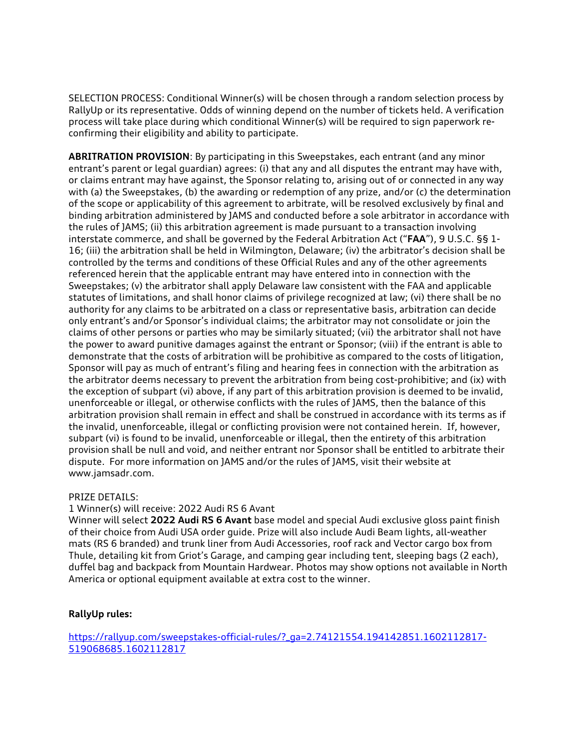SELECTION PROCESS: Conditional Winner(s) will be chosen through a random selection process by RallyUp or its representative. Odds of winning depend on the number of tickets held. A verification process will take place during which conditional Winner(s) will be required to sign paperwork re-confirming their eligibility and ability to participate.

**ABRITRATION PROVISION**: By participating in this Sweepstakes, each entrant (and any minor entrant's parent or legal guardian) agrees: (i) that any and all disputes the entrant may have with, or claims entrant may have against, the Sponsor relating to, arising out of or connected in any way with (a) the Sweepstakes, (b) the awarding or redemption of any prize, and/or (c) the determination of the scope or applicability of this agreement to arbitrate, will be resolved exclusively by final and binding arbitration administered by JAMS and conducted before a sole arbitrator in accordance with the rules of JAMS; (ii) this arbitration agreement is made pursuant to a transaction involving interstate commerce, and shall be governed by the Federal Arbitration Act ("**FAA**"), 9 U.S.C. §§ 1-16; (iii) the arbitration shall be held in Wilmington, Delaware; (iv) the arbitrator's decision shall be controlled by the terms and conditions of these Official Rules and any of the other agreements referenced herein that the applicable entrant may have entered into in connection with the Sweepstakes; (v) the arbitrator shall apply Delaware law consistent with the FAA and applicable statutes of limitations, and shall honor claims of privilege recognized at law; (vi) there shall be no authority for any claims to be arbitrated on a class or representative basis, arbitration can decide only entrant's and/or Sponsor's individual claims; the arbitrator may not consolidate or join the claims of other persons or parties who may be similarly situated; (vii) the arbitrator shall not have the power to award punitive damages against the entrant or Sponsor; (viii) if the entrant is able to demonstrate that the costs of arbitration will be prohibitive as compared to the costs of litigation, Sponsor will pay as much of entrant's filing and hearing fees in connection with the arbitration as the arbitrator deems necessary to prevent the arbitration from being cost-prohibitive; and (ix) with the exception of subpart (vi) above, if any part of this arbitration provision is deemed to be invalid, unenforceable or illegal, or otherwise conflicts with the rules of JAMS, then the balance of this arbitration provision shall remain in effect and shall be construed in accordance with its terms as if the invalid, unenforceable, illegal or conflicting provision were not contained herein. If, however, subpart (vi) is found to be invalid, unenforceable or illegal, then the entirety of this arbitration provision shall be null and void, and neither entrant nor Sponsor shall be entitled to arbitrate their dispute. For more information on JAMS and/or the rules of JAMS, visit their website at www.jamsadr.com.

PRIZE DETAILS:
1 Winner(s) will receive: 2022 Audi RS 6 Avant
Winner will select **2022 Audi RS 6 Avant** base model and special Audi exclusive gloss paint finish of their choice from Audi USA order guide. Prize will also include Audi Beam lights, all-weather mats (RS 6 branded) and trunk liner from Audi Accessories, roof rack and Vector cargo box from Thule, detailing kit from Griot's Garage, and camping gear including tent, sleeping bags (2 each), duffel bag and backpack from Mountain Hardwear. Photos may show options not available in North America or optional equipment available at extra cost to the winner.

**RallyUp rules:**

[https://rallyup.com/sweepstakes-official-rules/?_ga=2.74121554.194142851.1602112817-519068685.1602112817](https://rallyup.com/sweepstakes-official-rules/?_ga=2.74121554.194142851.1602112817-519068685.1602112817)